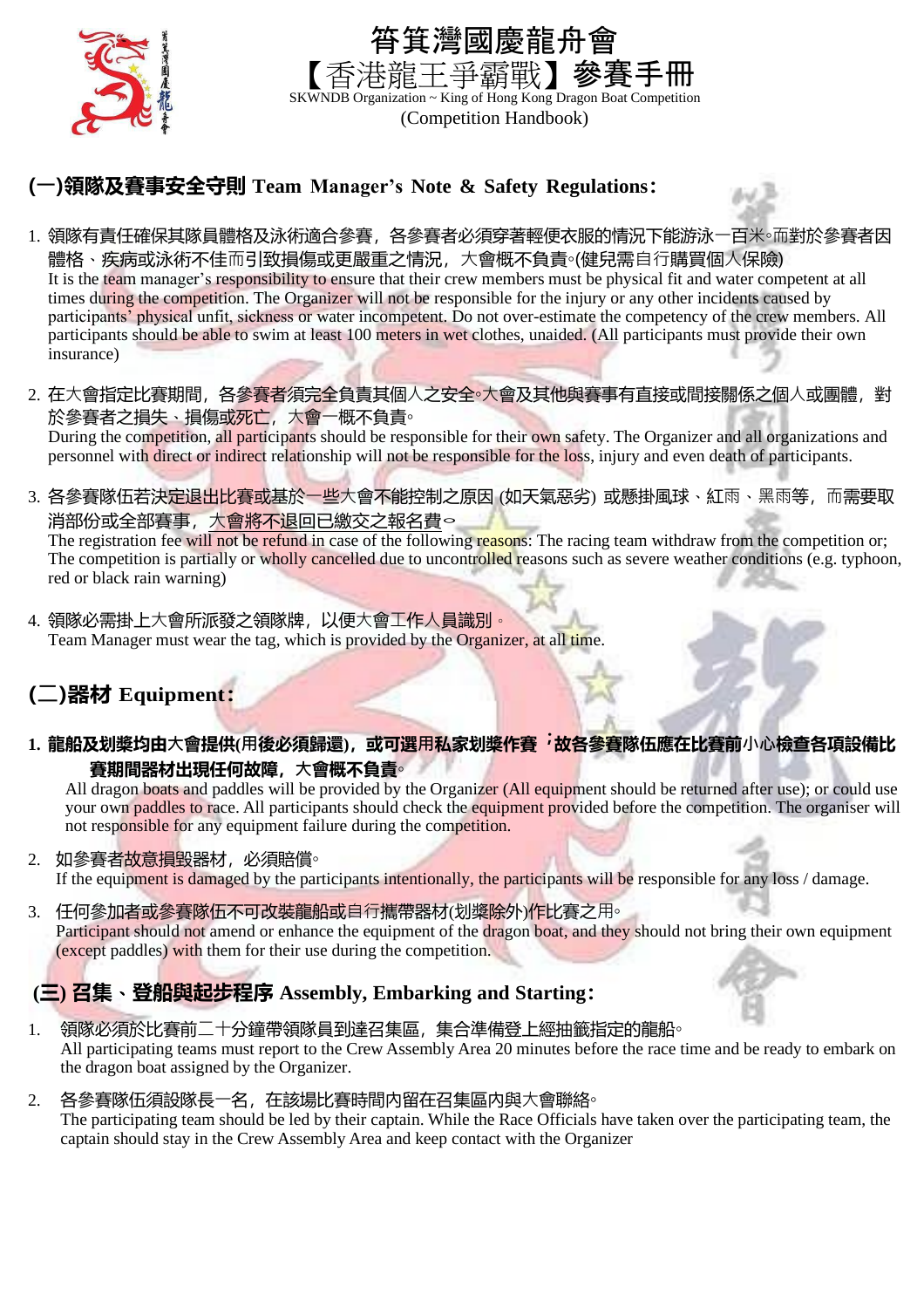# 筲箕灣國慶龍舟會
# 【香港龍王爭霸戰】參賽手冊

SKWNDB Organization ~ King of Hong Kong Dragon Boat Competition
(Competition Handbook)

## (一)領隊及賽事安全守則 Team Manager's Note & Safety Regulations:

1. 領隊有責任確保其隊員體格及泳術適合參賽，各參賽者必須穿著輕便衣服的情況下能游泳一百米。而對於參賽者因體格、疾病或泳術不佳而引致損傷或更嚴重之情況，大會概不負責。(健兒需自行購買個人保險)
   It is the team manager's responsibility to ensure that their crew members must be physical fit and water competent at all times during the competition. The Organizer will not be responsible for the injury or any other incidents caused by participants' physical unfit, sickness or water incompetent. Do not over-estimate the competency of the crew members. All participants should be able to swim at least 100 meters in wet clothes, unaided. (All participants must provide their own insurance)

2. 在大會指定比賽期間，各參賽者須完全負責其個人之安全。大會及其他與賽事有直接或間接關係之個人或團體，對於參賽者之損失、損傷或死亡，大會一概不負責。
   During the competition, all participants should be responsible for their own safety. The Organizer and all organizations and personnel with direct or indirect relationship will not be responsible for the loss, injury and even death of participants.

3. 各參賽隊伍若決定退出比賽或基於一些大會不能控制之原因 (如天氣惡劣) 或懸掛風球、紅雨、黑雨等，而需要取消部份或全部賽事，<u>大會將不退回已繳交之報名費</u>。
   The registration fee will not be refund in case of the following reasons: The racing team withdraw from the competition or; The competition is partially or wholly cancelled due to uncontrolled reasons such as severe weather conditions (e.g. typhoon, red or black rain warning)

4. 領隊必需掛上大會所派發之領隊牌，以便大會工作人員識別。
   Team Manager must wear the tag, which is provided by the Organizer, at all time.

## (二)器材 Equipment:

1. **龍船及划槳均由大會提供(用後必須歸還)，或可選用私家划槳作賽；故各參賽隊伍應在比賽前小心檢查各項設備比賽期間器材出現任何故障，大會概不負責。**
   All dragon boats and paddles will be provided by the Organizer (All equipment should be returned after use); or could use your own paddles to race. All participants should check the equipment provided before the competition. The organiser will not responsible for any equipment failure during the competition.

2. 如參賽者故意損毀器材，必須賠償。
   If the equipment is damaged by the participants intentionally, the participants will be responsible for any loss / damage.

3. 任何參加者或參賽隊伍不可改裝龍船或自行攜帶器材(划槳除外)作比賽之用。
   Participant should not amend or enhance the equipment of the dragon boat, and they should not bring their own equipment (except paddles) with them for their use during the competition.

## (三) 召集、登船與起步程序 Assembly, Embarking and Starting:

1. 領隊必須於比賽前二十分鐘帶領隊員到達召集區，集合準備登上經抽籤指定的龍船。
   All participating teams must report to the Crew Assembly Area 20 minutes before the race time and be ready to embark on the dragon boat assigned by the Organizer.

2. 各參賽隊伍須設隊長一名，在該場比賽時間內留在召集區內與大會聯絡。
   The participating team should be led by their captain. While the Race Officials have taken over the participating team, the captain should stay in the Crew Assembly Area and keep contact with the Organizer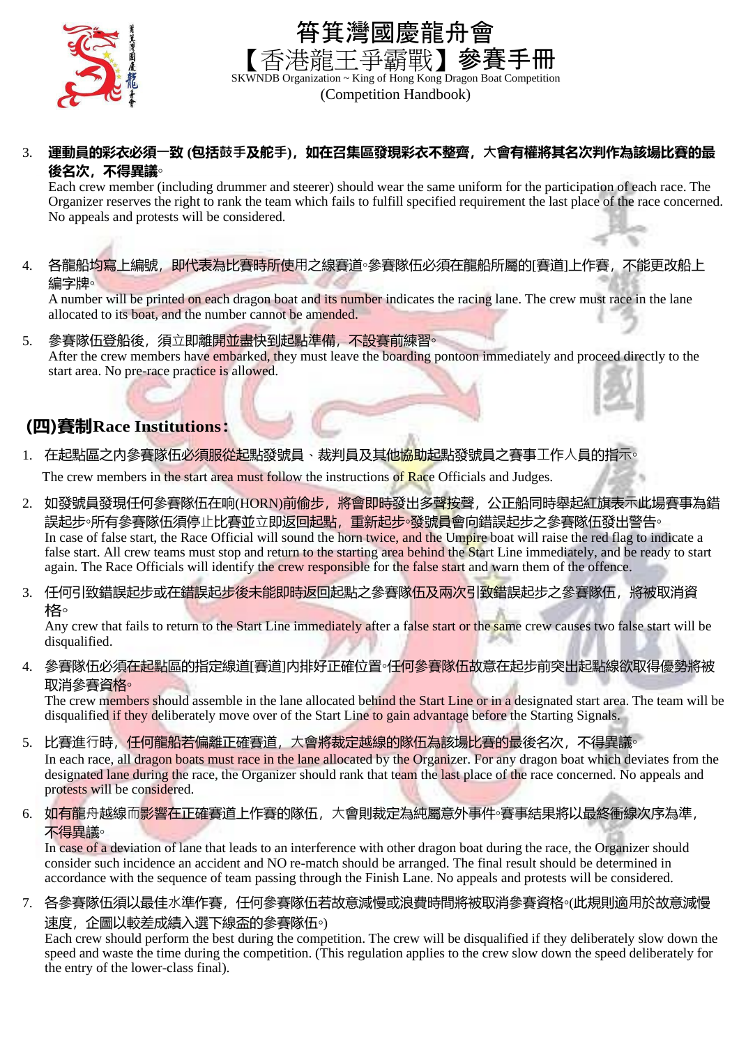3. **運動員的彩衣必須一致 (包括鼓手及舵手)，如在召集區發現彩衣不整齊，大會有權將其名次判作為該場比賽的最後名次，不得異議。**
   Each crew member (including drummer and steerer) should wear the same uniform for the participation of each race. The Organizer reserves the right to rank the team which fails to fulfill specified requirement the last place of the race concerned. No appeals and protests will be considered.

4. 各龍船均寫上編號，即代表為比賽時所使用之線賽道。參賽隊伍必須在龍船所屬的[賽道]上作賽，不能更改船上編字牌。
   A number will be printed on each dragon boat and its number indicates the racing lane. The crew must race in the lane allocated to its boat, and the number cannot be amended.

5. 參賽隊伍登船後，須立即離開並盡快到起點準備，不設賽前練習。
   After the crew members have embarked, they must leave the boarding pontoon immediately and proceed directly to the start area. No pre-race practice is allowed.

## (四)賽制Race Institutions：

1. 在起點區之內參賽隊伍必須服從起點發號員、裁判員及其他協助起點發號員之賽事工作人員的指示。
   The crew members in the start area must follow the instructions of Race Officials and Judges.

2. 如發號員發現任何參賽隊伍在响(HORN)前偷步，將會即時發出多聲按聲，公正船同時舉起紅旗表示此場賽事為錯誤起步。所有參賽隊伍須停止比賽並立即返回起點，重新起步。發號員會向錯誤起步之參賽隊伍發出警告。
   In case of false start, the Race Official will sound the horn twice, and the Umpire boat will raise the red flag to indicate a false start. All crew teams must stop and return to the starting area behind the Start Line immediately, and be ready to start again. The Race Officials will identify the crew responsible for the false start and warn them of the offence.

3. 任何引致錯誤起步或在錯誤起步後未能即時返回起點之參賽隊伍及兩次引致錯誤起步之參賽隊伍，將被取消資格。
   Any crew that fails to return to the Start Line immediately after a false start or the same crew causes two false start will be disqualified.

4. 參賽隊伍必須在起點區的指定線道[賽道]內排好正確位置。任何參賽隊伍故意在起步前突出起點線欲取得優勢將被取消參賽資格。
   The crew members should assemble in the lane allocated behind the Start Line or in a designated start area. The team will be disqualified if they deliberately move over of the Start Line to gain advantage before the Starting Signals.

5. 比賽進行時，任何龍船若偏離正確賽道，大會將裁定越線的隊伍為該場比賽的最後名次，不得異議。
   In each race, all dragon boats must race in the lane allocated by the Organizer. For any dragon boat which deviates from the designated lane during the race, the Organizer should rank that team the last place of the race concerned. No appeals and protests will be considered.

6. 如有龍舟越線而影響在正確賽道上作賽的隊伍，大會則裁定為純屬意外事件。賽事結果將以最終衝線次序為準，不得異議。
   In case of a deviation of lane that leads to an interference with other dragon boat during the race, the Organizer should consider such incidence an accident and NO re-match should be arranged. The final result should be determined in accordance with the sequence of team passing through the Finish Lane. No appeals and protests will be considered.

7. 各參賽隊伍須以最佳水準作賽，任何參賽隊伍若故意減慢或浪費時間將被取消參賽資格。(此規則適用於故意減慢速度，企圖以較差成績入選下線盃的參賽隊伍。)
   Each crew should perform the best during the competition. The crew will be disqualified if they deliberately slow down the speed and waste the time during the competition. (This regulation applies to the crew slow down the speed deliberately for the entry of the lower-class final).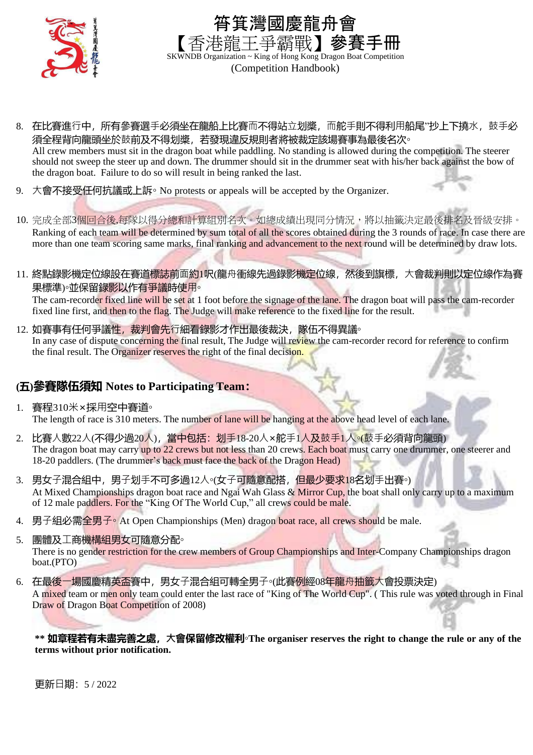8. 在比賽進行中，所有參賽選手必須坐在龍船上比賽而不得站立划槳，而舵手則不得利用船尾"抄上下撓水，鼓手必須全程背向龍頭坐於鼓前及不得划槳，若發現違反規則者將被裁定該場賽事為最後名次。
   All crew members must sit in the dragon boat while paddling. No standing is allowed during the competition. The steerer should not sweep the steer up and down. The drummer should sit in the drummer seat with his/her back against the bow of the dragon boat. Failure to do so will result in being ranked the last.

9. 大會不接受任何抗議或上訴。No protests or appeals will be accepted by the Organizer.

10. 完成全部3個回合後,每隊以得分總和計算組別名次。如總成績出現同分情況，將以抽籤決定最後排名及晉級安排。
    Ranking of each team will be determined by sum total of all the scores obtained during the 3 rounds of race. In case there are more than one team scoring same marks, final ranking and advancement to the next round will be determined by draw lots.

11. 終點錄影機定位線設在賽道標誌前面約1呎(龍舟衝線先過錄影機定位線，然後到旗標，大會裁判則以定位線作為賽果標準)。並保留錄影以作有爭議時使用。
    The cam-recorder fixed line will be set at 1 foot before the signage of the lane. The dragon boat will pass the cam-recorder fixed line first, and then to the flag. The Judge will make reference to the fixed line for the result.

12. 如賽事有任何爭議性，裁判會先行細看錄影才作出最後裁決，隊伍不得異議。
    In any case of dispute concerning the final result, The Judge will review the cam-recorder record for reference to confirm the final result. The Organizer reserves the right of the final decision.

## (五)參賽隊伍須知 Notes to Participating Team：

1. 賽程310米×採用空中賽道。
   The length of race is 310 meters. The number of lane will be hanging at the above head level of each lane.

2. 比賽人數22人(不得少過20人)，當中包括：划手18-20人×舵手1人及鼓手1人。(鼓手必須背向龍頭)
   The dragon boat may carry up to 22 crews but not less than 20 crews. Each boat must carry one drummer, one steerer and 18-20 paddlers. (The drummer's back must face the back of the Dragon Head)

3. 男女子混合組中，男子划手不可多過12人。(女子可隨意配搭，但最少要求18名划手出賽。)
   At Mixed Championships dragon boat race and Ngai Wah Glass & Mirror Cup, the boat shall only carry up to a maximum of 12 male paddlers. For the "King Of The World Cup," all crews could be male.

4. 男子組必需全男子。At Open Championships (Men) dragon boat race, all crews should be male.

5. 團體及工商機構組男女可隨意分配。
   There is no gender restriction for the crew members of Group Championships and Inter-Company Championships dragon boat.(PTO)

6. 在最後一場國慶精英盃賽中，男女子混合組可轉全男子。(此賽例經08年龍舟抽籤大會投票決定)
   A mixed team or men only team could enter the last race of "King of The World Cup". ( This rule was voted through in Final Draw of Dragon Boat Competition of 2008)

**\*\* 如章程若有未盡完善之處，大會保留修改權利。The organiser reserves the right to change the rule or any of the terms without prior notification.**

更新日期：5 / 2022